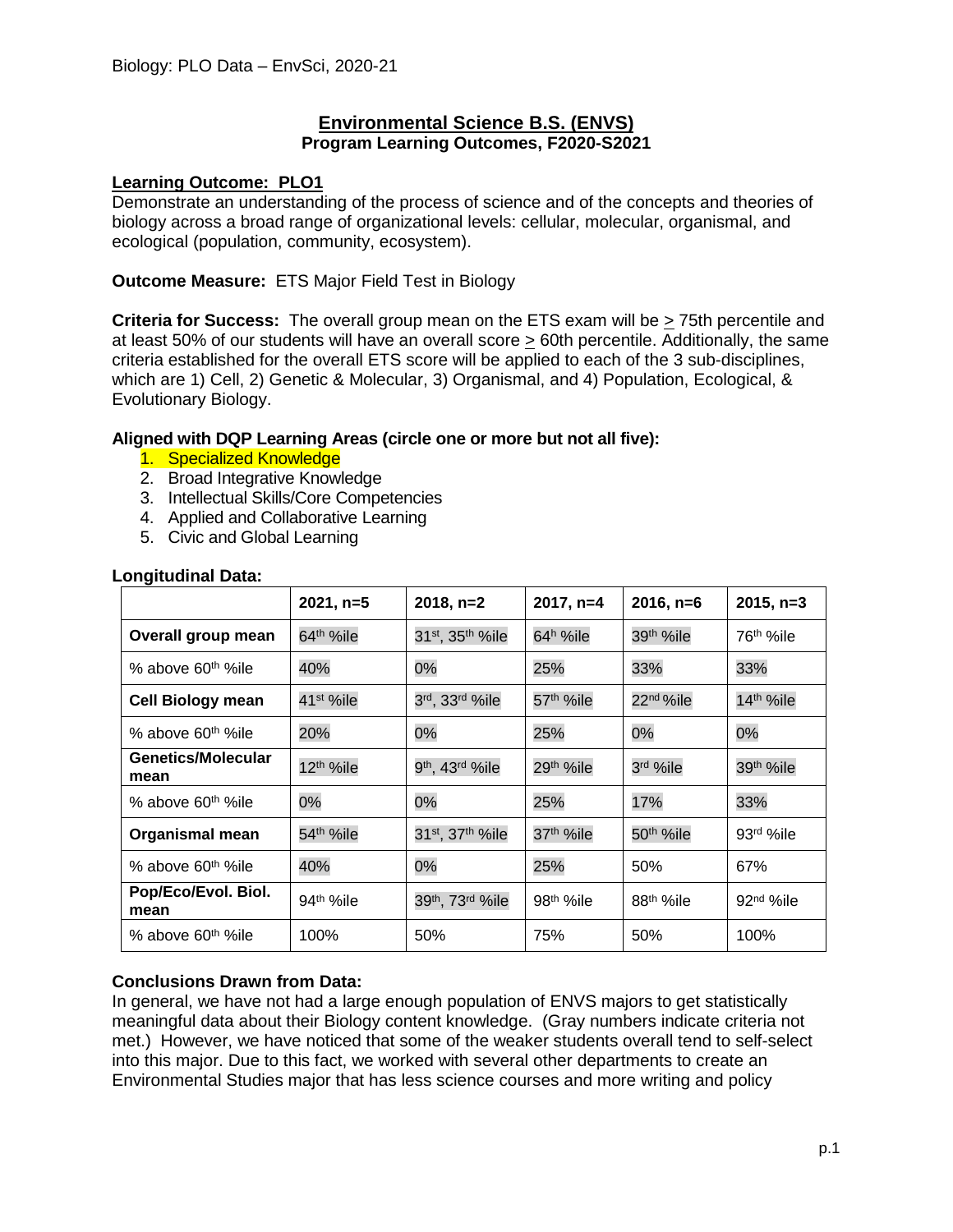## Environmental Science B.S. (ENVS)

### Program Learning Outcomes, F2020-S2021

**Learning Outcome: PLO1**

Demonstrate an understanding of the process of science and of the concepts and theories of biology across a broad range of organizational levels: cellular, molecular, organismal, and ecological (population, community, ecosystem).

**Outcome Measure:** ETS Major Field Test in Biology

**Criteria for Success:** The overall group mean on the ETS exam will be $\geq$ 75th percentile and at least 50% of our students will have an overall score $\geq$ 60th percentile. Additionally, the same criteria established for the overall ETS score will be applied to each of the 3 sub-disciplines, which are 1) Cell, 2) Genetic & Molecular, 3) Organismal, and 4) Population, Ecological, & Evolutionary Biology.

**Aligned with DQP Learning Areas (circle one or more but not all five):**

1. Specialized Knowledge
2. Broad Integrative Knowledge
3. Intellectual Skills/Core Competencies
4. Applied and Collaborative Learning
5. Civic and Global Learning

**Longitudinal Data:**

| | 2021, n=5 | 2018, n=2 | 2017, n=4 | 2016, n=6 | 2015, n=3 |
|---|---|---|---|---|---|
| **Overall group mean** | 64th %ile | 31st, 35th %ile | 64h %ile | 39th %ile | 76th %ile |
| % above 60th %ile | 40% | 0% | 25% | 33% | 33% |
| **Cell Biology mean** | 41st %ile | 3rd, 33rd %ile | 57th %ile | 22nd %ile | 14th %ile |
| % above 60th %ile | 20% | 0% | 25% | 0% | 0% |
| **Genetics/Molecular mean** | 12th %ile | 9th, 43rd %ile | 29th %ile | 3rd %ile | 39th %ile |
| % above 60th %ile | 0% | 0% | 25% | 17% | 33% |
| **Organismal mean** | 54th %ile | 31st, 37th %ile | 37th %ile | 50th %ile | 93rd %ile |
| % above 60th %ile | 40% | 0% | 25% | 50% | 67% |
| **Pop/Eco/Evol. Biol. mean** | 94th %ile | 39th, 73rd %ile | 98th %ile | 88th %ile | 92nd %ile |
| % above 60th %ile | 100% | 50% | 75% | 50% | 100% |

**Conclusions Drawn from Data:**

In general, we have not had a large enough population of ENVS majors to get statistically meaningful data about their Biology content knowledge. (Gray numbers indicate criteria not met.) However, we have noticed that some of the weaker students overall tend to self-select into this major. Due to this fact, we worked with several other departments to create an Environmental Studies major that has less science courses and more writing and policy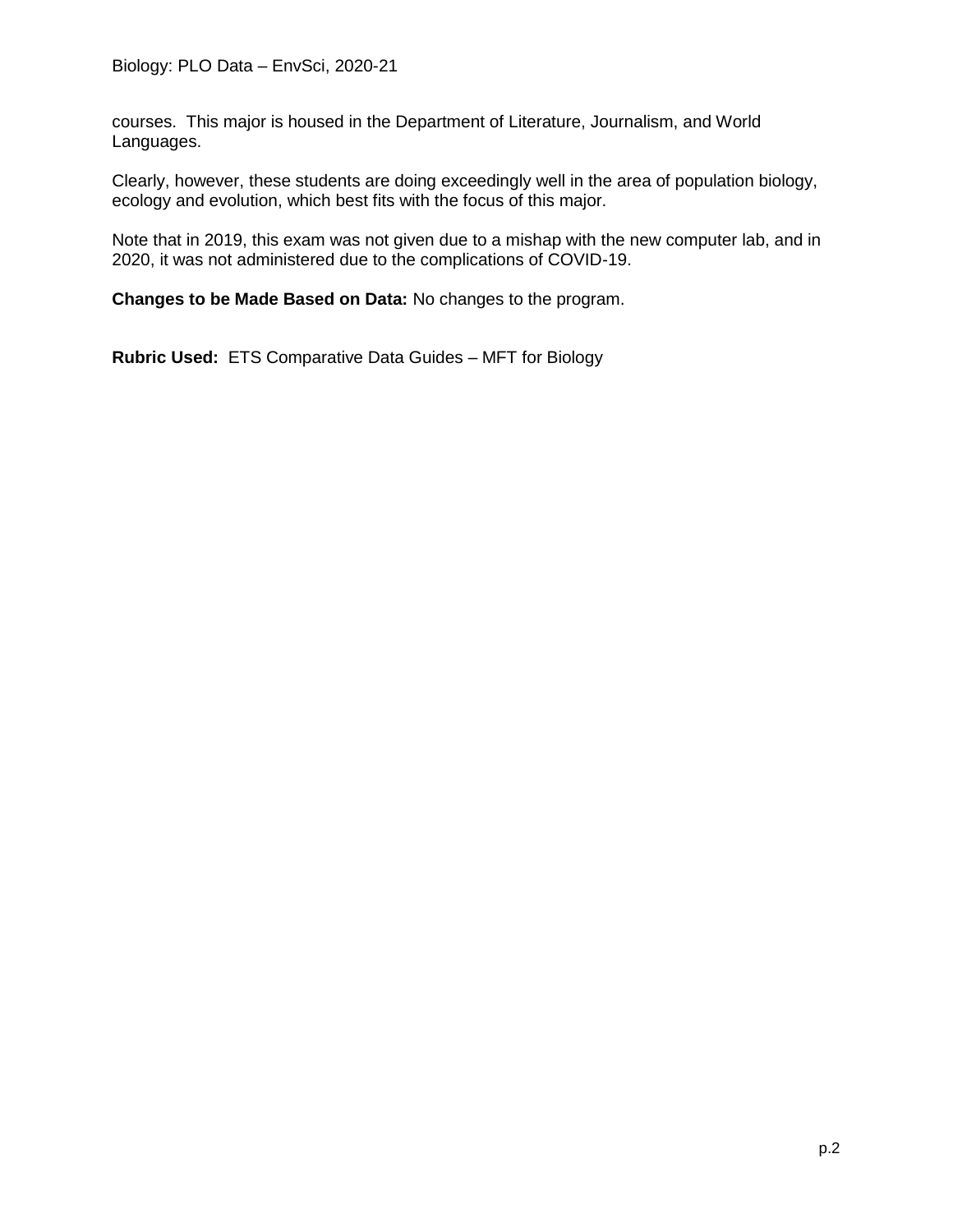courses. This major is housed in the Department of Literature, Journalism, and World Languages.

Clearly, however, these students are doing exceedingly well in the area of population biology, ecology and evolution, which best fits with the focus of this major.

Note that in 2019, this exam was not given due to a mishap with the new computer lab, and in 2020, it was not administered due to the complications of COVID-19.

**Changes to be Made Based on Data:** No changes to the program.

**Rubric Used:** ETS Comparative Data Guides – MFT for Biology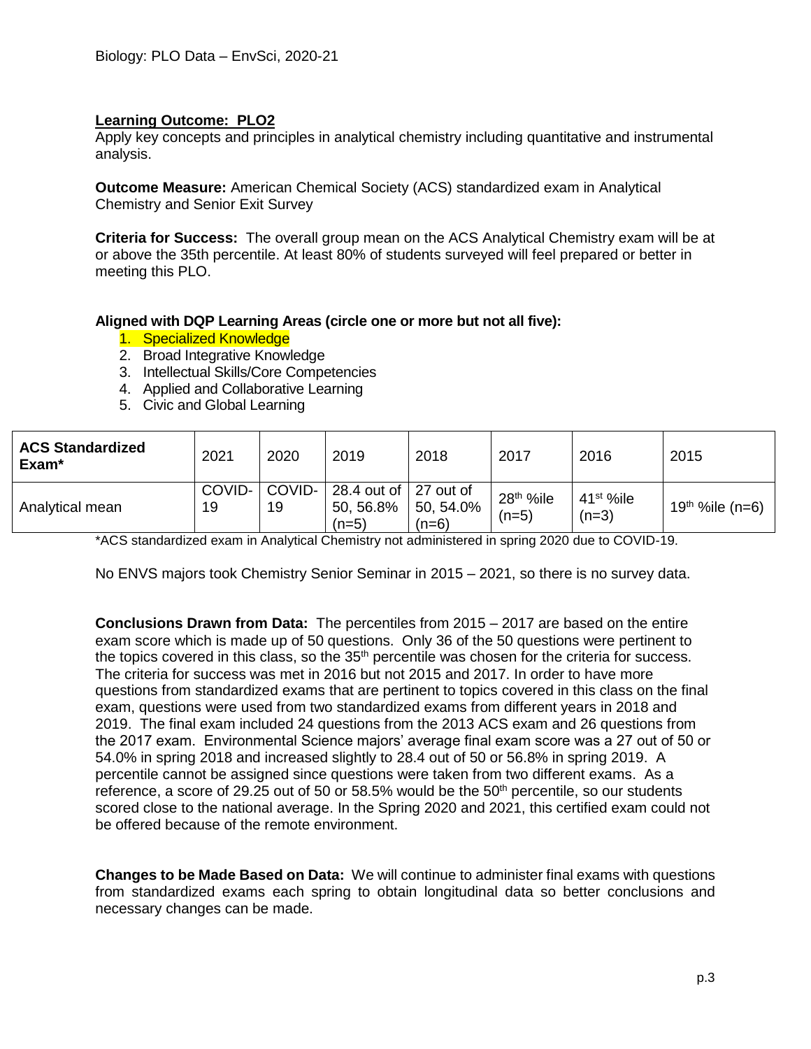Biology: PLO Data – EnvSci, 2020-21

**Learning Outcome: PLO2**

Apply key concepts and principles in analytical chemistry including quantitative and instrumental analysis.

**Outcome Measure:** American Chemical Society (ACS) standardized exam in Analytical Chemistry and Senior Exit Survey

**Criteria for Success:** The overall group mean on the ACS Analytical Chemistry exam will be at or above the 35th percentile. At least 80% of students surveyed will feel prepared or better in meeting this PLO.

**Aligned with DQP Learning Areas (circle one or more but not all five):**

1. Specialized Knowledge
2. Broad Integrative Knowledge
3. Intellectual Skills/Core Competencies
4. Applied and Collaborative Learning
5. Civic and Global Learning

| ACS Standardized Exam* | 2021 | 2020 | 2019 | 2018 | 2017 | 2016 | 2015 |
|---|---|---|---|---|---|---|---|
| Analytical mean | COVID-19 | COVID-19 | 28.4 out of 50, 56.8% (n=5) | 27 out of 50, 54.0% (n=6) | 28th %ile (n=5) | 41st %ile (n=3) | 19th %ile (n=6) |

*ACS standardized exam in Analytical Chemistry not administered in spring 2020 due to COVID-19.

No ENVS majors took Chemistry Senior Seminar in 2015 – 2021, so there is no survey data.

**Conclusions Drawn from Data:** The percentiles from 2015 – 2017 are based on the entire exam score which is made up of 50 questions. Only 36 of the 50 questions were pertinent to the topics covered in this class, so the 35th percentile was chosen for the criteria for success. The criteria for success was met in 2016 but not 2015 and 2017. In order to have more questions from standardized exams that are pertinent to topics covered in this class on the final exam, questions were used from two standardized exams from different years in 2018 and 2019. The final exam included 24 questions from the 2013 ACS exam and 26 questions from the 2017 exam. Environmental Science majors' average final exam score was a 27 out of 50 or 54.0% in spring 2018 and increased slightly to 28.4 out of 50 or 56.8% in spring 2019. A percentile cannot be assigned since questions were taken from two different exams. As a reference, a score of 29.25 out of 50 or 58.5% would be the 50th percentile, so our students scored close to the national average. In the Spring 2020 and 2021, this certified exam could not be offered because of the remote environment.

**Changes to be Made Based on Data:** We will continue to administer final exams with questions from standardized exams each spring to obtain longitudinal data so better conclusions and necessary changes can be made.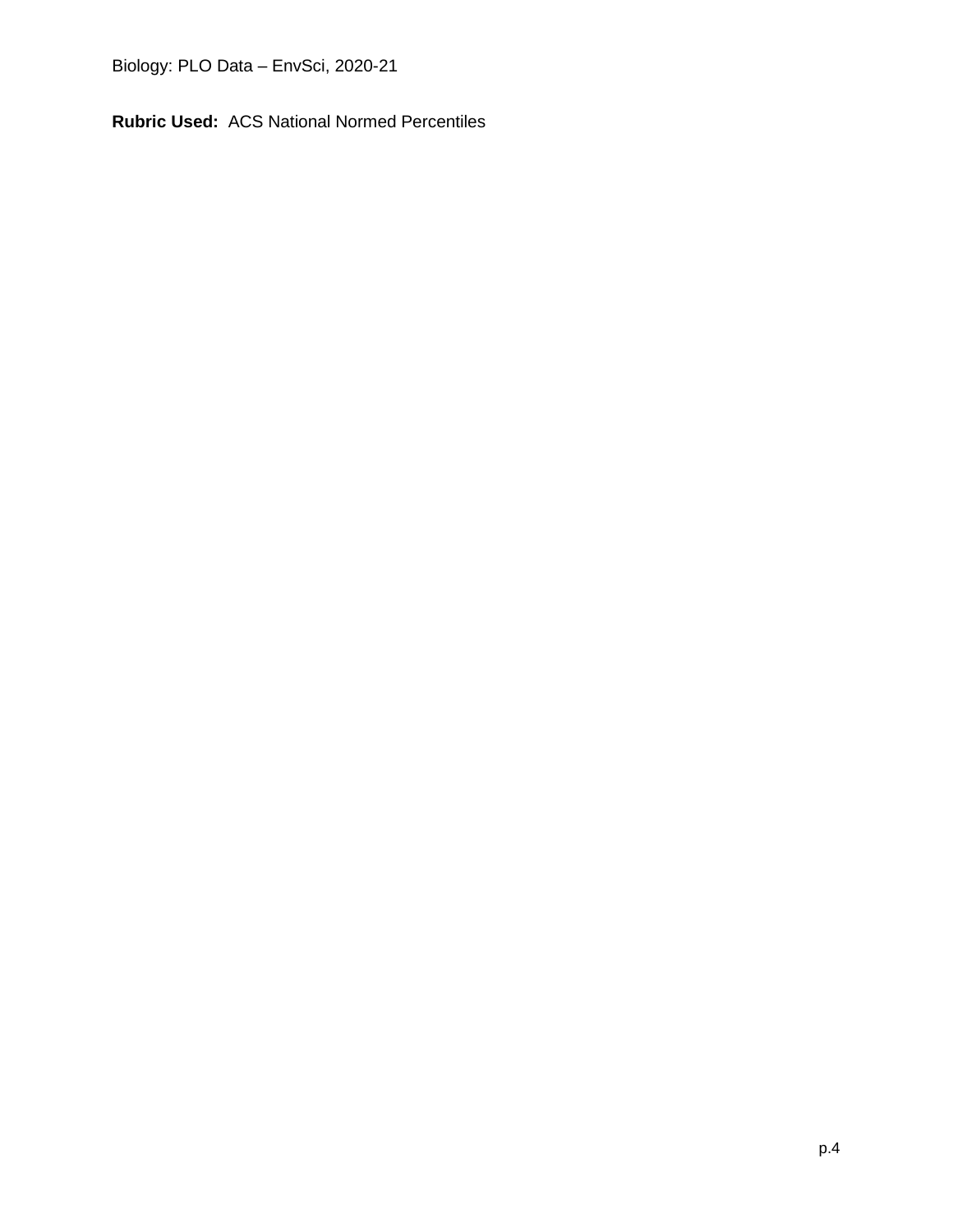Biology: PLO Data – EnvSci, 2020-21

**Rubric Used:** ACS National Normed Percentiles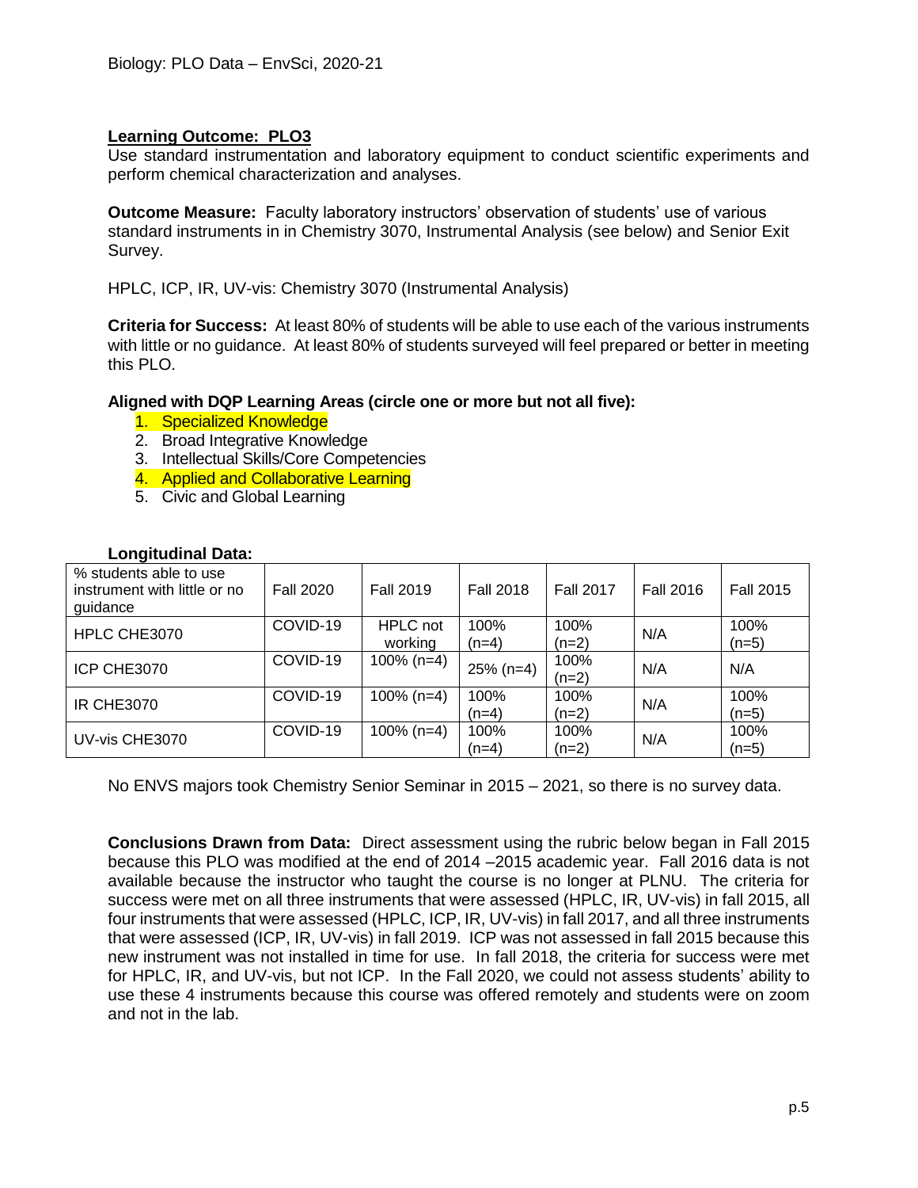**Learning Outcome: PLO3**
Use standard instrumentation and laboratory equipment to conduct scientific experiments and perform chemical characterization and analyses.

**Outcome Measure:** Faculty laboratory instructors' observation of students' use of various standard instruments in in Chemistry 3070, Instrumental Analysis (see below) and Senior Exit Survey.

HPLC, ICP, IR, UV-vis: Chemistry 3070 (Instrumental Analysis)

**Criteria for Success:** At least 80% of students will be able to use each of the various instruments with little or no guidance. At least 80% of students surveyed will feel prepared or better in meeting this PLO.

**Aligned with DQP Learning Areas (circle one or more but not all five):**

1. Specialized Knowledge
2. Broad Integrative Knowledge
3. Intellectual Skills/Core Competencies
4. Applied and Collaborative Learning
5. Civic and Global Learning

**Longitudinal Data:**

| % students able to use instrument with little or no guidance | Fall 2020 | Fall 2019 | Fall 2018 | Fall 2017 | Fall 2016 | Fall 2015 |
|---|---|---|---|---|---|---|
| HPLC CHE3070 | COVID-19 | HPLC not working | 100% (n=4) | 100% (n=2) | N/A | 100% (n=5) |
| ICP CHE3070 | COVID-19 | 100% (n=4) | 25% (n=4) | 100% (n=2) | N/A | N/A |
| IR CHE3070 | COVID-19 | 100% (n=4) | 100% (n=4) | 100% (n=2) | N/A | 100% (n=5) |
| UV-vis CHE3070 | COVID-19 | 100% (n=4) | 100% (n=4) | 100% (n=2) | N/A | 100% (n=5) |

No ENVS majors took Chemistry Senior Seminar in 2015 – 2021, so there is no survey data.

**Conclusions Drawn from Data:** Direct assessment using the rubric below began in Fall 2015 because this PLO was modified at the end of 2014 –2015 academic year. Fall 2016 data is not available because the instructor who taught the course is no longer at PLNU. The criteria for success were met on all three instruments that were assessed (HPLC, IR, UV-vis) in fall 2015, all four instruments that were assessed (HPLC, ICP, IR, UV-vis) in fall 2017, and all three instruments that were assessed (ICP, IR, UV-vis) in fall 2019. ICP was not assessed in fall 2015 because this new instrument was not installed in time for use. In fall 2018, the criteria for success were met for HPLC, IR, and UV-vis, but not ICP. In the Fall 2020, we could not assess students' ability to use these 4 instruments because this course was offered remotely and students were on zoom and not in the lab.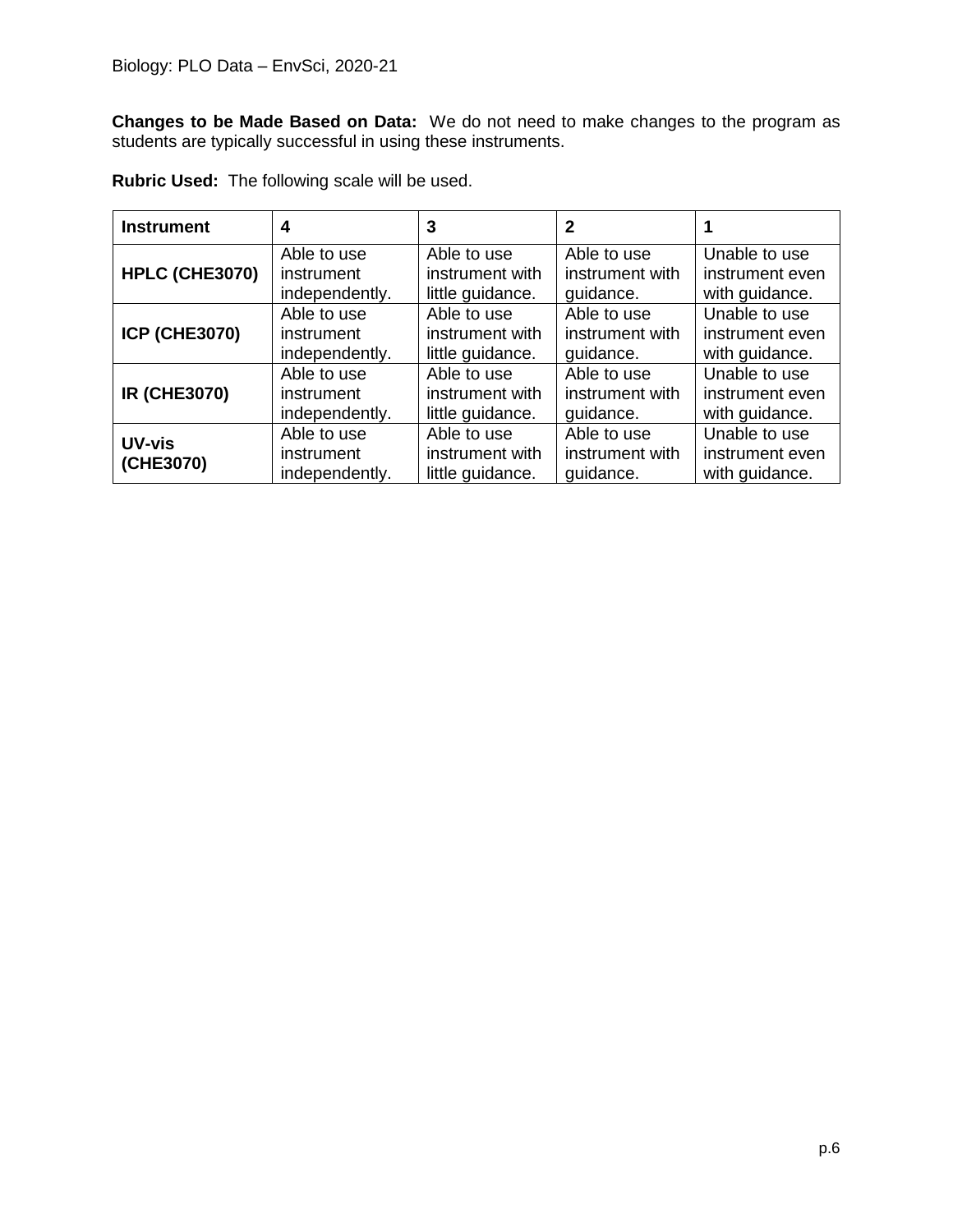**Changes to be Made Based on Data:** We do not need to make changes to the program as students are typically successful in using these instruments.

**Rubric Used:** The following scale will be used.

| **Instrument** | **4** | **3** | **2** | **1** |
|---|---|---|---|---|
| **HPLC (CHE3070)** | Able to use instrument independently. | Able to use instrument with little guidance. | Able to use instrument with guidance. | Unable to use instrument even with guidance. |
| **ICP (CHE3070)** | Able to use instrument independently. | Able to use instrument with little guidance. | Able to use instrument with guidance. | Unable to use instrument even with guidance. |
| **IR (CHE3070)** | Able to use instrument independently. | Able to use instrument with little guidance. | Able to use instrument with guidance. | Unable to use instrument even with guidance. |
| **UV-vis (CHE3070)** | Able to use instrument independently. | Able to use instrument with little guidance. | Able to use instrument with guidance. | Unable to use instrument even with guidance. |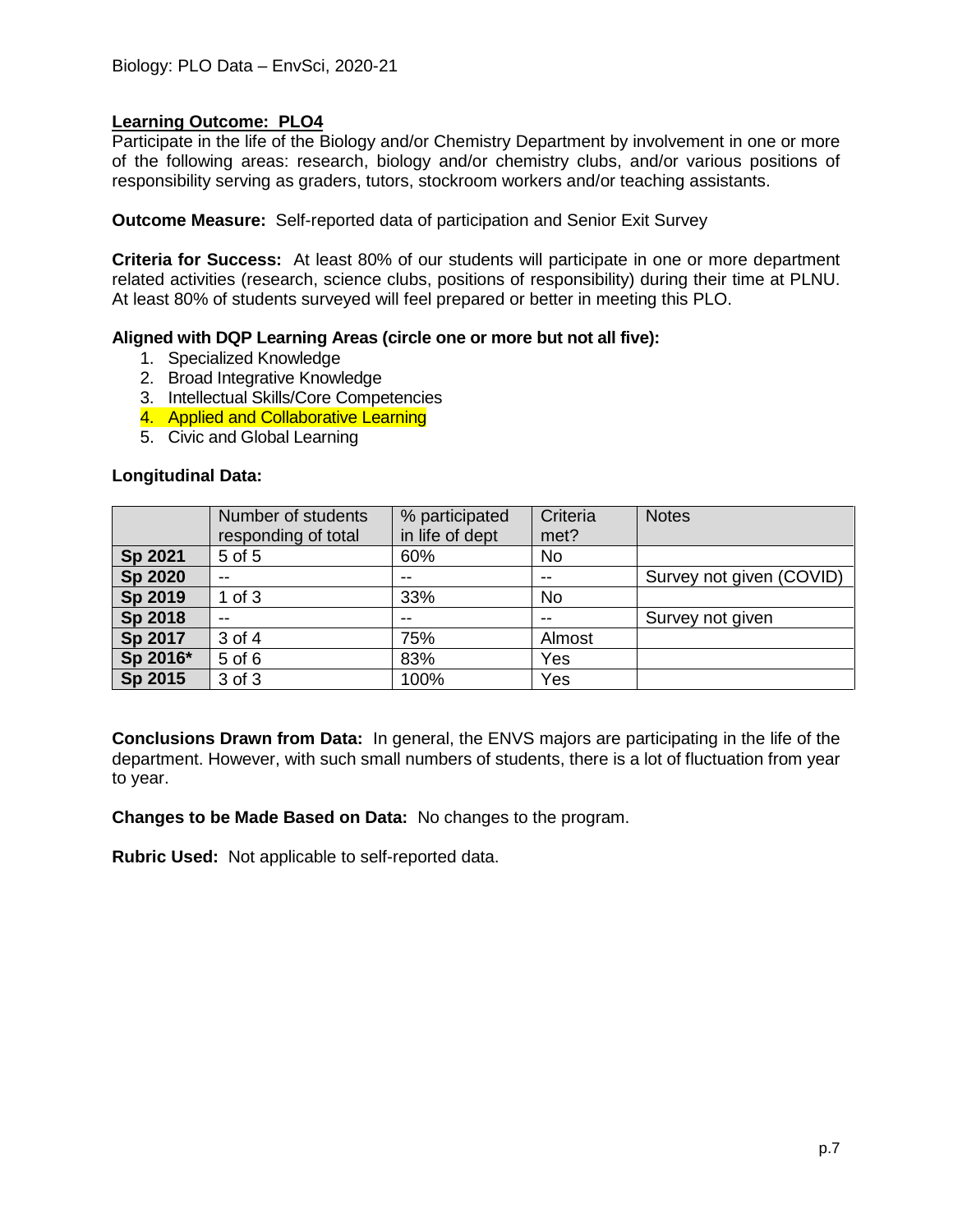Biology: PLO Data – EnvSci, 2020-21

## Learning Outcome: PLO4

Participate in the life of the Biology and/or Chemistry Department by involvement in one or more of the following areas: research, biology and/or chemistry clubs, and/or various positions of responsibility serving as graders, tutors, stockroom workers and/or teaching assistants.

**Outcome Measure:** Self-reported data of participation and Senior Exit Survey

**Criteria for Success:** At least 80% of our students will participate in one or more department related activities (research, science clubs, positions of responsibility) during their time at PLNU. At least 80% of students surveyed will feel prepared or better in meeting this PLO.

**Aligned with DQP Learning Areas (circle one or more but not all five):**

1. Specialized Knowledge
2. Broad Integrative Knowledge
3. Intellectual Skills/Core Competencies
4. Applied and Collaborative Learning
5. Civic and Global Learning

**Longitudinal Data:**

| | Number of students responding of total | % participated in life of dept | Criteria met? | Notes |
|---|---|---|---|---|
| **Sp 2021** | 5 of 5 | 60% | No | |
| **Sp 2020** | -- | -- | -- | Survey not given (COVID) |
| **Sp 2019** | 1 of 3 | 33% | No | |
| **Sp 2018** | -- | -- | -- | Survey not given |
| **Sp 2017** | 3 of 4 | 75% | Almost | |
| **Sp 2016*** | 5 of 6 | 83% | Yes | |
| **Sp 2015** | 3 of 3 | 100% | Yes | |

**Conclusions Drawn from Data:** In general, the ENVS majors are participating in the life of the department. However, with such small numbers of students, there is a lot of fluctuation from year to year.

**Changes to be Made Based on Data:** No changes to the program.

**Rubric Used:** Not applicable to self-reported data.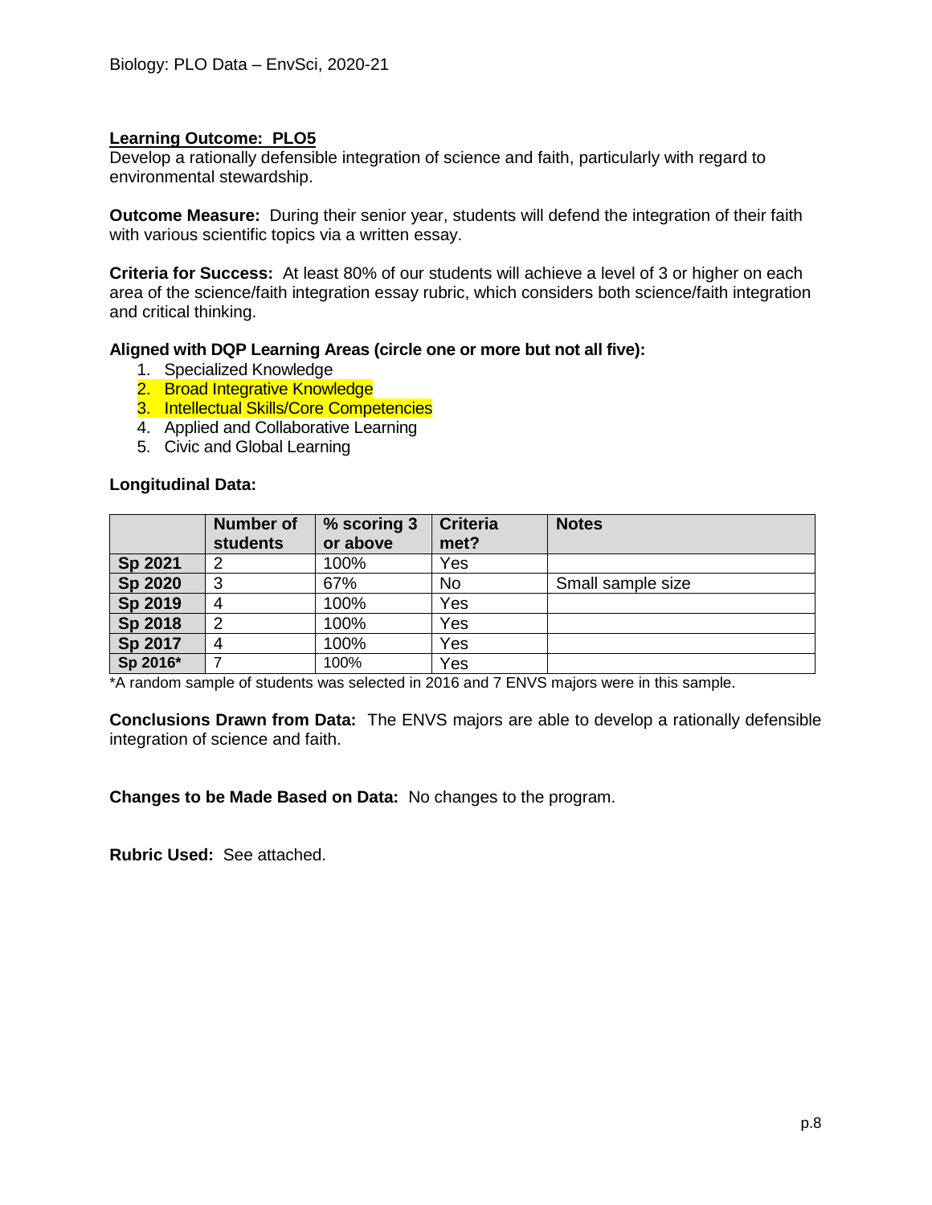Biology: PLO Data – EnvSci, 2020-21

**Learning Outcome: PLO5**
Develop a rationally defensible integration of science and faith, particularly with regard to environmental stewardship.

**Outcome Measure:** During their senior year, students will defend the integration of their faith with various scientific topics via a written essay.

**Criteria for Success:** At least 80% of our students will achieve a level of 3 or higher on each area of the science/faith integration essay rubric, which considers both science/faith integration and critical thinking.

**Aligned with DQP Learning Areas (circle one or more but not all five):**

1. Specialized Knowledge
2. Broad Integrative Knowledge
3. Intellectual Skills/Core Competencies
4. Applied and Collaborative Learning
5. Civic and Global Learning

**Longitudinal Data:**

| | Number of students | % scoring 3 or above | Criteria met? | Notes |
|---|---|---|---|---|
| **Sp 2021** | 2 | 100% | Yes | |
| **Sp 2020** | 3 | 67% | No | Small sample size |
| **Sp 2019** | 4 | 100% | Yes | |
| **Sp 2018** | 2 | 100% | Yes | |
| **Sp 2017** | 4 | 100% | Yes | |
| **Sp 2016*** | 7 | 100% | Yes | |

*A random sample of students was selected in 2016 and 7 ENVS majors were in this sample.

**Conclusions Drawn from Data:** The ENVS majors are able to develop a rationally defensible integration of science and faith.

**Changes to be Made Based on Data:** No changes to the program.

**Rubric Used:** See attached.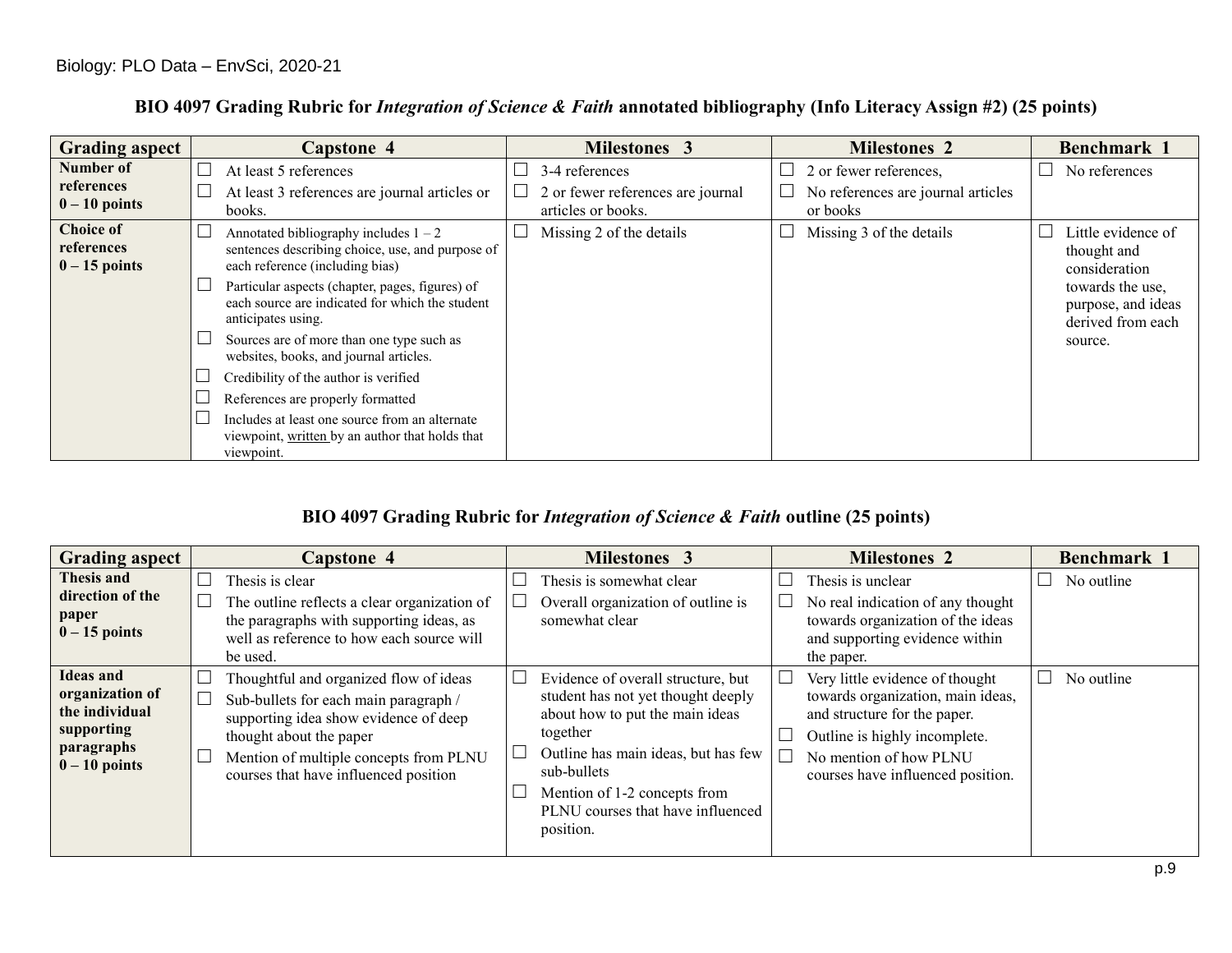Biology: PLO Data – EnvSci, 2020-21

### BIO 4097 Grading Rubric for *Integration of Science & Faith* annotated bibliography (Info Literacy Assign #2) (25 points)

| Grading aspect | Capstone 4 | Milestones 3 | Milestones 2 | Benchmark 1 |
|---|---|---|---|---|
| **Number of references 0 – 10 points** | ☐ At least 5 references<br>☐ At least 3 references are journal articles or books. | ☐ 3-4 references<br>☐ 2 or fewer references are journal articles or books. | ☐ 2 or fewer references,<br>☐ No references are journal articles or books | ☐ No references |
| **Choice of references 0 – 15 points** | ☐ Annotated bibliography includes 1 – 2 sentences describing choice, use, and purpose of each reference (including bias)<br>☐ Particular aspects (chapter, pages, figures) of each source are indicated for which the student anticipates using.<br>☐ Sources are of more than one type such as websites, books, and journal articles.<br>☐ Credibility of the author is verified<br>☐ References are properly formatted<br>☐ Includes at least one source from an alternate viewpoint, <u>written</u> by an author that holds that viewpoint. | ☐ Missing 2 of the details | ☐ Missing 3 of the details | ☐ Little evidence of thought and consideration towards the use, purpose, and ideas derived from each source. |

### BIO 4097 Grading Rubric for *Integration of Science & Faith* outline (25 points)

| Grading aspect | Capstone 4 | Milestones 3 | Milestones 2 | Benchmark 1 |
|---|---|---|---|---|
| **Thesis and direction of the paper 0 – 15 points** | ☐ Thesis is clear<br>☐ The outline reflects a clear organization of the paragraphs with supporting ideas, as well as reference to how each source will be used. | ☐ Thesis is somewhat clear<br>☐ Overall organization of outline is somewhat clear | ☐ Thesis is unclear<br>☐ No real indication of any thought towards organization of the ideas and supporting evidence within the paper. | ☐ No outline |
| **Ideas and organization of the individual supporting paragraphs 0 – 10 points** | ☐ Thoughtful and organized flow of ideas<br>☐ Sub-bullets for each main paragraph / supporting idea show evidence of deep thought about the paper<br>☐ Mention of multiple concepts from PLNU courses that have influenced position | ☐ Evidence of overall structure, but student has not yet thought deeply about how to put the main ideas together<br>☐ Outline has main ideas, but has few sub-bullets<br>☐ Mention of 1-2 concepts from PLNU courses that have influenced position. | ☐ Very little evidence of thought towards organization, main ideas, and structure for the paper.<br>☐ Outline is highly incomplete.<br>☐ No mention of how PLNU courses have influenced position. | ☐ No outline |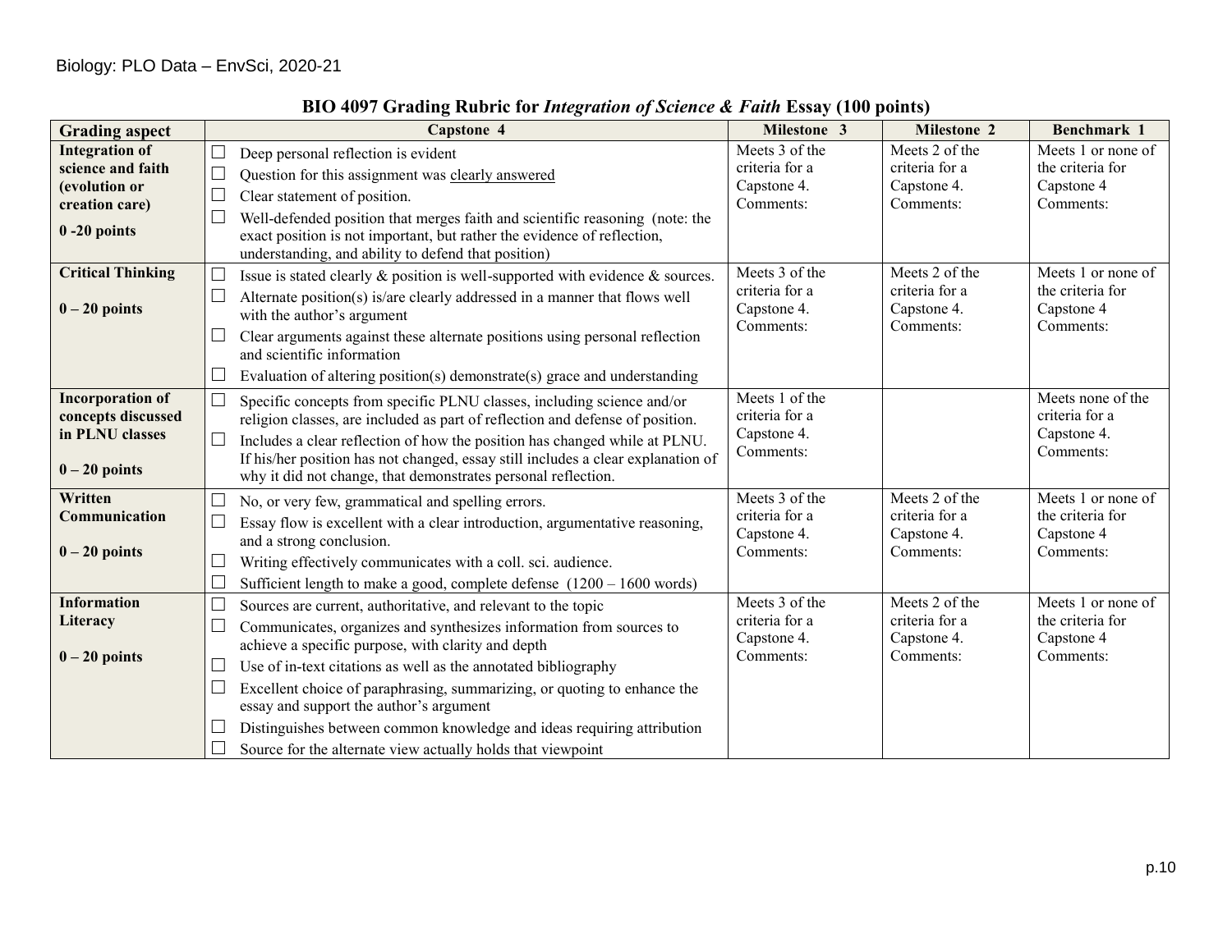Biology: PLO Data – EnvSci, 2020-21

## BIO 4097 Grading Rubric for *Integration of Science & Faith* Essay (100 points)

| Grading aspect | Capstone 4 | Milestone 3 | Milestone 2 | Benchmark 1 |
|---|---|---|---|---|
| **Integration of science and faith (evolution or creation care)**<br>**0 -20 points** | ☐ Deep personal reflection is evident<br>☐ Question for this assignment was clearly answered<br>☐ Clear statement of position.<br>☐ Well-defended position that merges faith and scientific reasoning (note: the exact position is not important, but rather the evidence of reflection, understanding, and ability to defend that position) | Meets 3 of the criteria for a Capstone 4. Comments: | Meets 2 of the criteria for a Capstone 4. Comments: | Meets 1 or none of the criteria for Capstone 4 Comments: |
| **Critical Thinking**<br>**0 – 20 points** | ☐ Issue is stated clearly & position is well-supported with evidence & sources.<br>☐ Alternate position(s) is/are clearly addressed in a manner that flows well with the author's argument<br>☐ Clear arguments against these alternate positions using personal reflection and scientific information<br>☐ Evaluation of altering position(s) demonstrate(s) grace and understanding | Meets 3 of the criteria for a Capstone 4. Comments: | Meets 2 of the criteria for a Capstone 4. Comments: | Meets 1 or none of the criteria for Capstone 4 Comments: |
| **Incorporation of concepts discussed in PLNU classes**<br>**0 – 20 points** | ☐ Specific concepts from specific PLNU classes, including science and/or religion classes, are included as part of reflection and defense of position.<br>☐ Includes a clear reflection of how the position has changed while at PLNU. If his/her position has not changed, essay still includes a clear explanation of why it did not change, that demonstrates personal reflection. | Meets 1 of the criteria for a Capstone 4. Comments: | | Meets none of the criteria for a Capstone 4. Comments: |
| **Written Communication**<br>**0 – 20 points** | ☐ No, or very few, grammatical and spelling errors.<br>☐ Essay flow is excellent with a clear introduction, argumentative reasoning, and a strong conclusion.<br>☐ Writing effectively communicates with a coll. sci. audience.<br>☐ Sufficient length to make a good, complete defense (1200 – 1600 words) | Meets 3 of the criteria for a Capstone 4. Comments: | Meets 2 of the criteria for a Capstone 4. Comments: | Meets 1 or none of the criteria for Capstone 4 Comments: |
| **Information Literacy**<br>**0 – 20 points** | ☐ Sources are current, authoritative, and relevant to the topic<br>☐ Communicates, organizes and synthesizes information from sources to achieve a specific purpose, with clarity and depth<br>☐ Use of in-text citations as well as the annotated bibliography<br>☐ Excellent choice of paraphrasing, summarizing, or quoting to enhance the essay and support the author's argument<br>☐ Distinguishes between common knowledge and ideas requiring attribution<br>☐ Source for the alternate view actually holds that viewpoint | Meets 3 of the criteria for a Capstone 4. Comments: | Meets 2 of the criteria for a Capstone 4. Comments: | Meets 1 or none of the criteria for Capstone 4 Comments: |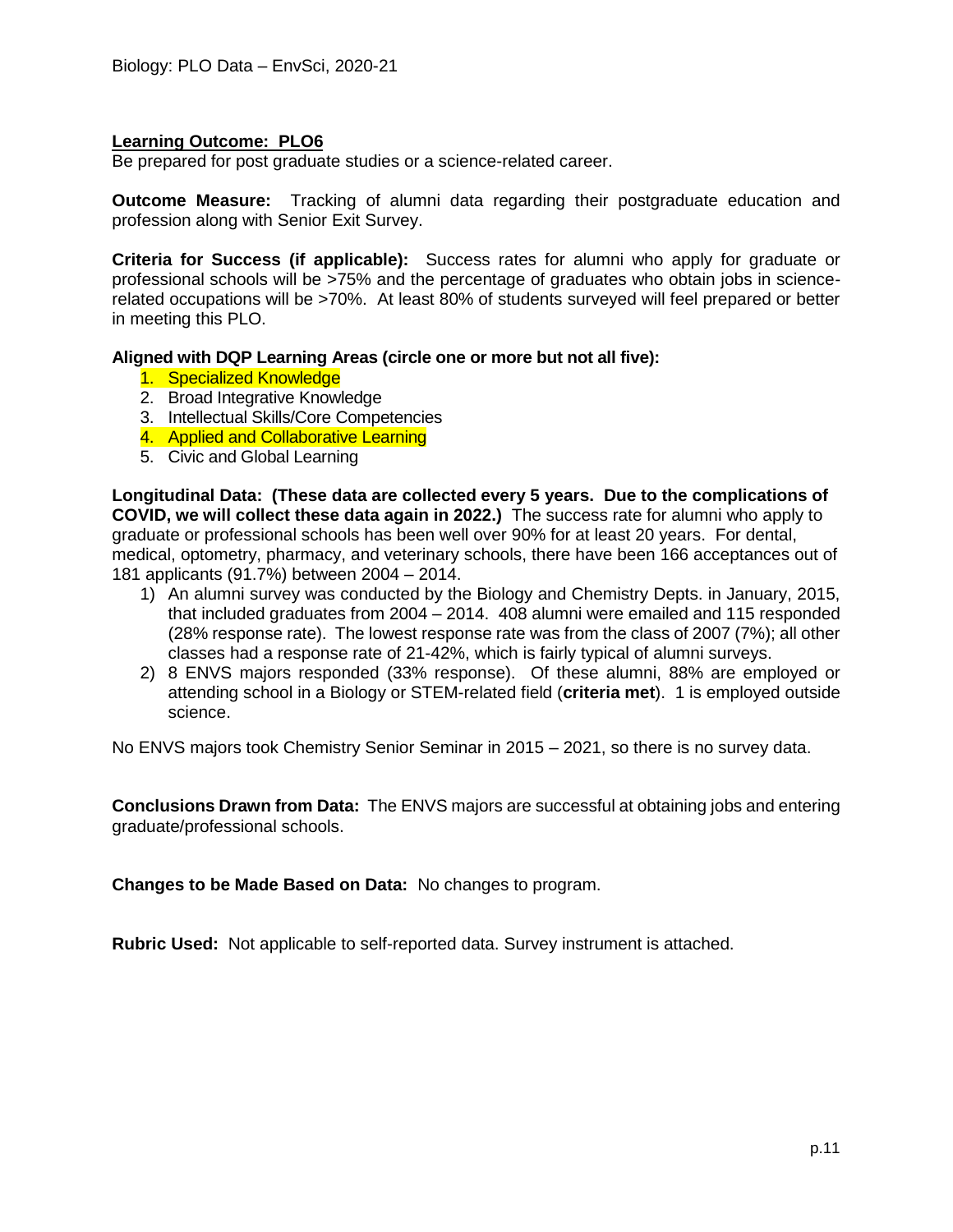**Learning Outcome: PLO6**

Be prepared for post graduate studies or a science-related career.

**Outcome Measure:** Tracking of alumni data regarding their postgraduate education and profession along with Senior Exit Survey.

**Criteria for Success (if applicable):** Success rates for alumni who apply for graduate or professional schools will be >75% and the percentage of graduates who obtain jobs in science-related occupations will be >70%. At least 80% of students surveyed will feel prepared or better in meeting this PLO.

**Aligned with DQP Learning Areas (circle one or more but not all five):**

1. Specialized Knowledge
2. Broad Integrative Knowledge
3. Intellectual Skills/Core Competencies
4. Applied and Collaborative Learning
5. Civic and Global Learning

**Longitudinal Data: (These data are collected every 5 years. Due to the complications of COVID, we will collect these data again in 2022.)** The success rate for alumni who apply to graduate or professional schools has been well over 90% for at least 20 years. For dental, medical, optometry, pharmacy, and veterinary schools, there have been 166 acceptances out of 181 applicants (91.7%) between 2004 – 2014.

1) An alumni survey was conducted by the Biology and Chemistry Depts. in January, 2015, that included graduates from 2004 – 2014. 408 alumni were emailed and 115 responded (28% response rate). The lowest response rate was from the class of 2007 (7%); all other classes had a response rate of 21-42%, which is fairly typical of alumni surveys.
2) 8 ENVS majors responded (33% response). Of these alumni, 88% are employed or attending school in a Biology or STEM-related field (**criteria met**). 1 is employed outside science.

No ENVS majors took Chemistry Senior Seminar in 2015 – 2021, so there is no survey data.

**Conclusions Drawn from Data:** The ENVS majors are successful at obtaining jobs and entering graduate/professional schools.

**Changes to be Made Based on Data:** No changes to program.

**Rubric Used:** Not applicable to self-reported data. Survey instrument is attached.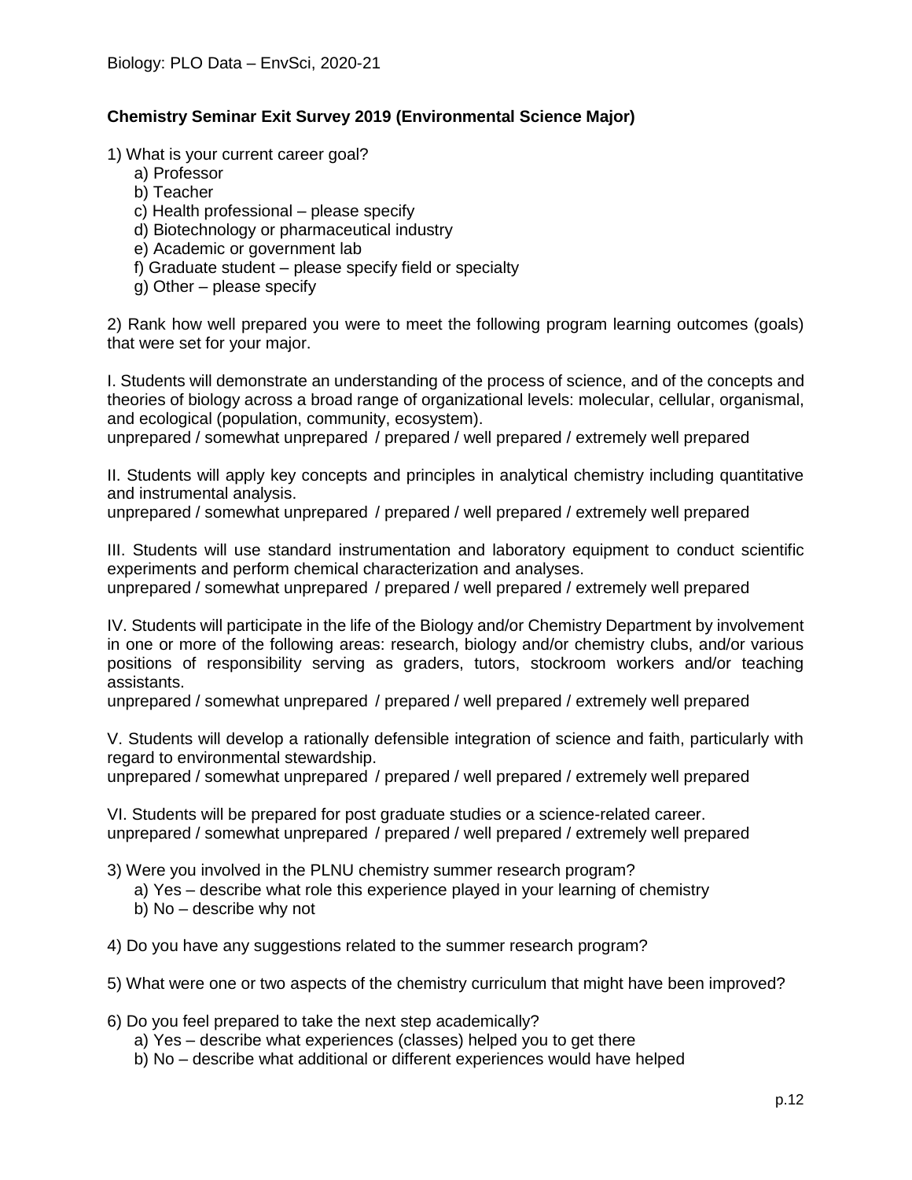**Chemistry Seminar Exit Survey 2019 (Environmental Science Major)**

1) What is your current career goal?

   a) Professor
   b) Teacher
   c) Health professional – please specify
   d) Biotechnology or pharmaceutical industry
   e) Academic or government lab
   f) Graduate student – please specify field or specialty
   g) Other – please specify

2) Rank how well prepared you were to meet the following program learning outcomes (goals) that were set for your major.

I. Students will demonstrate an understanding of the process of science, and of the concepts and theories of biology across a broad range of organizational levels: molecular, cellular, organismal, and ecological (population, community, ecosystem).
unprepared / somewhat unprepared / prepared / well prepared / extremely well prepared

II. Students will apply key concepts and principles in analytical chemistry including quantitative and instrumental analysis.
unprepared / somewhat unprepared / prepared / well prepared / extremely well prepared

III. Students will use standard instrumentation and laboratory equipment to conduct scientific experiments and perform chemical characterization and analyses.
unprepared / somewhat unprepared / prepared / well prepared / extremely well prepared

IV. Students will participate in the life of the Biology and/or Chemistry Department by involvement in one or more of the following areas: research, biology and/or chemistry clubs, and/or various positions of responsibility serving as graders, tutors, stockroom workers and/or teaching assistants.
unprepared / somewhat unprepared / prepared / well prepared / extremely well prepared

V. Students will develop a rationally defensible integration of science and faith, particularly with regard to environmental stewardship.
unprepared / somewhat unprepared / prepared / well prepared / extremely well prepared

VI. Students will be prepared for post graduate studies or a science-related career.
unprepared / somewhat unprepared / prepared / well prepared / extremely well prepared

3) Were you involved in the PLNU chemistry summer research program?

   a) Yes – describe what role this experience played in your learning of chemistry
   b) No – describe why not

4) Do you have any suggestions related to the summer research program?

5) What were one or two aspects of the chemistry curriculum that might have been improved?

6) Do you feel prepared to take the next step academically?

   a) Yes – describe what experiences (classes) helped you to get there
   b) No – describe what additional or different experiences would have helped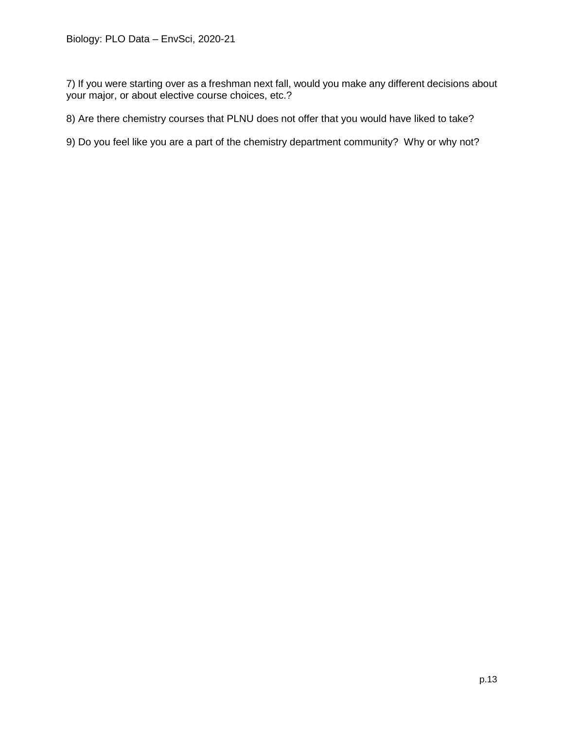7) If you were starting over as a freshman next fall, would you make any different decisions about your major, or about elective course choices, etc.?

8) Are there chemistry courses that PLNU does not offer that you would have liked to take?

9) Do you feel like you are a part of the chemistry department community? Why or why not?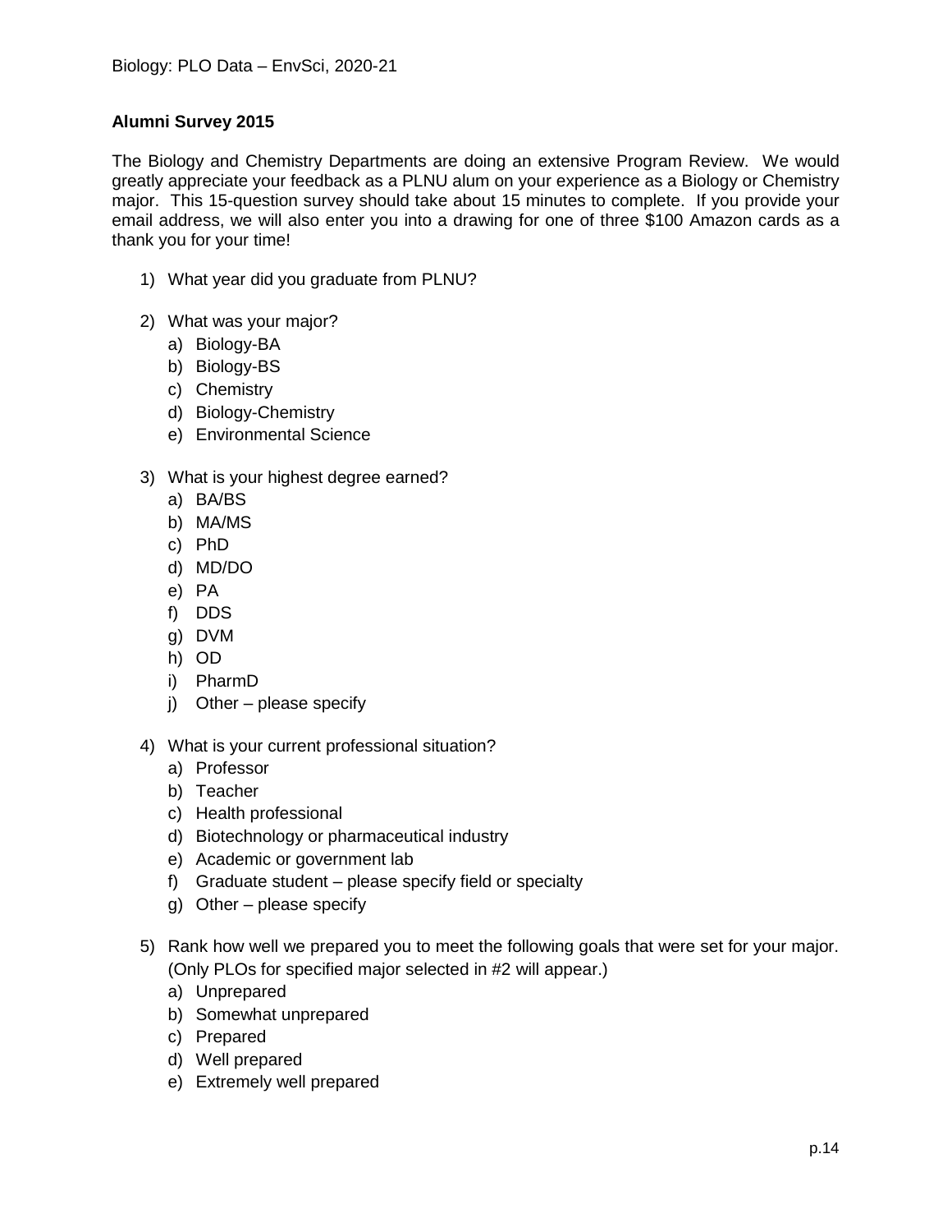**Alumni Survey 2015**

The Biology and Chemistry Departments are doing an extensive Program Review. We would greatly appreciate your feedback as a PLNU alum on your experience as a Biology or Chemistry major. This 15-question survey should take about 15 minutes to complete. If you provide your email address, we will also enter you into a drawing for one of three $100 Amazon cards as a thank you for your time!

1) What year did you graduate from PLNU?

2) What was your major?
   a) Biology-BA
   b) Biology-BS
   c) Chemistry
   d) Biology-Chemistry
   e) Environmental Science

3) What is your highest degree earned?
   a) BA/BS
   b) MA/MS
   c) PhD
   d) MD/DO
   e) PA
   f) DDS
   g) DVM
   h) OD
   i) PharmD
   j) Other – please specify

4) What is your current professional situation?
   a) Professor
   b) Teacher
   c) Health professional
   d) Biotechnology or pharmaceutical industry
   e) Academic or government lab
   f) Graduate student – please specify field or specialty
   g) Other – please specify

5) Rank how well we prepared you to meet the following goals that were set for your major. (Only PLOs for specified major selected in #2 will appear.)
   a) Unprepared
   b) Somewhat unprepared
   c) Prepared
   d) Well prepared
   e) Extremely well prepared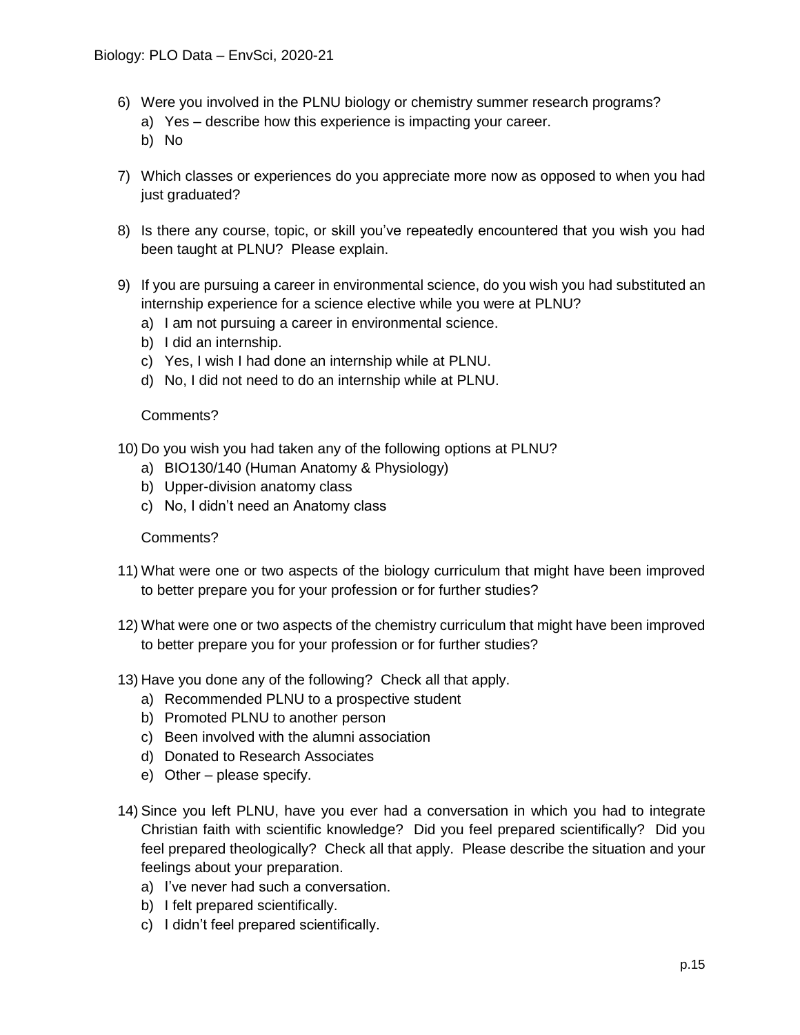6) Were you involved in the PLNU biology or chemistry summer research programs?
   a) Yes – describe how this experience is impacting your career.
   b) No

7) Which classes or experiences do you appreciate more now as opposed to when you had just graduated?

8) Is there any course, topic, or skill you've repeatedly encountered that you wish you had been taught at PLNU? Please explain.

9) If you are pursuing a career in environmental science, do you wish you had substituted an internship experience for a science elective while you were at PLNU?
   a) I am not pursuing a career in environmental science.
   b) I did an internship.
   c) Yes, I wish I had done an internship while at PLNU.
   d) No, I did not need to do an internship while at PLNU.

   Comments?

10) Do you wish you had taken any of the following options at PLNU?
    a) BIO130/140 (Human Anatomy & Physiology)
    b) Upper-division anatomy class
    c) No, I didn't need an Anatomy class

    Comments?

11) What were one or two aspects of the biology curriculum that might have been improved to better prepare you for your profession or for further studies?

12) What were one or two aspects of the chemistry curriculum that might have been improved to better prepare you for your profession or for further studies?

13) Have you done any of the following? Check all that apply.
    a) Recommended PLNU to a prospective student
    b) Promoted PLNU to another person
    c) Been involved with the alumni association
    d) Donated to Research Associates
    e) Other – please specify.

14) Since you left PLNU, have you ever had a conversation in which you had to integrate Christian faith with scientific knowledge? Did you feel prepared scientifically? Did you feel prepared theologically? Check all that apply. Please describe the situation and your feelings about your preparation.
    a) I've never had such a conversation.
    b) I felt prepared scientifically.
    c) I didn't feel prepared scientifically.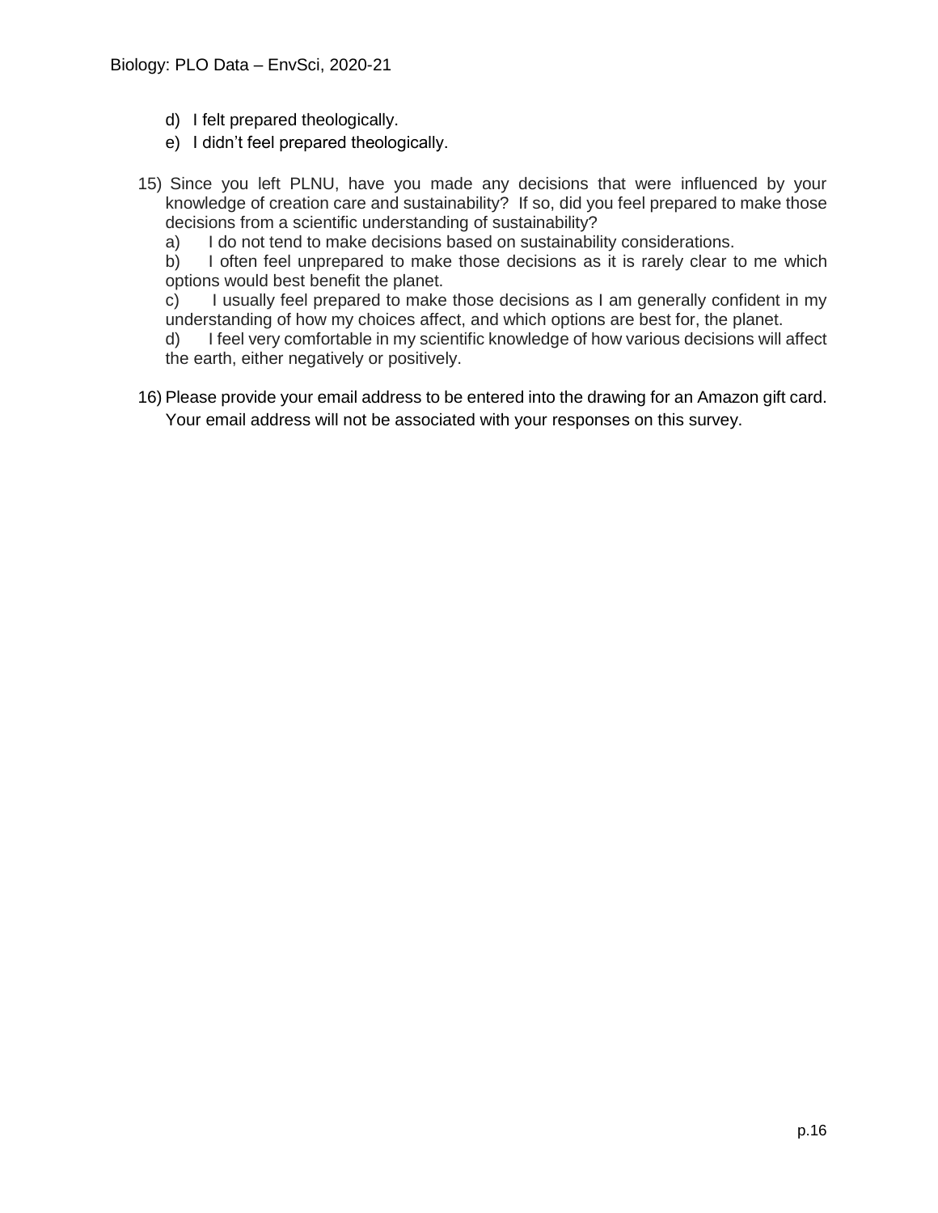d) I felt prepared theologically.
e) I didn't feel prepared theologically.

15) Since you left PLNU, have you made any decisions that were influenced by your knowledge of creation care and sustainability? If so, did you feel prepared to make those decisions from a scientific understanding of sustainability?
    a) I do not tend to make decisions based on sustainability considerations.
    b) I often feel unprepared to make those decisions as it is rarely clear to me which options would best benefit the planet.
    c) I usually feel prepared to make those decisions as I am generally confident in my understanding of how my choices affect, and which options are best for, the planet.
    d) I feel very comfortable in my scientific knowledge of how various decisions will affect the earth, either negatively or positively.

16) Please provide your email address to be entered into the drawing for an Amazon gift card. Your email address will not be associated with your responses on this survey.